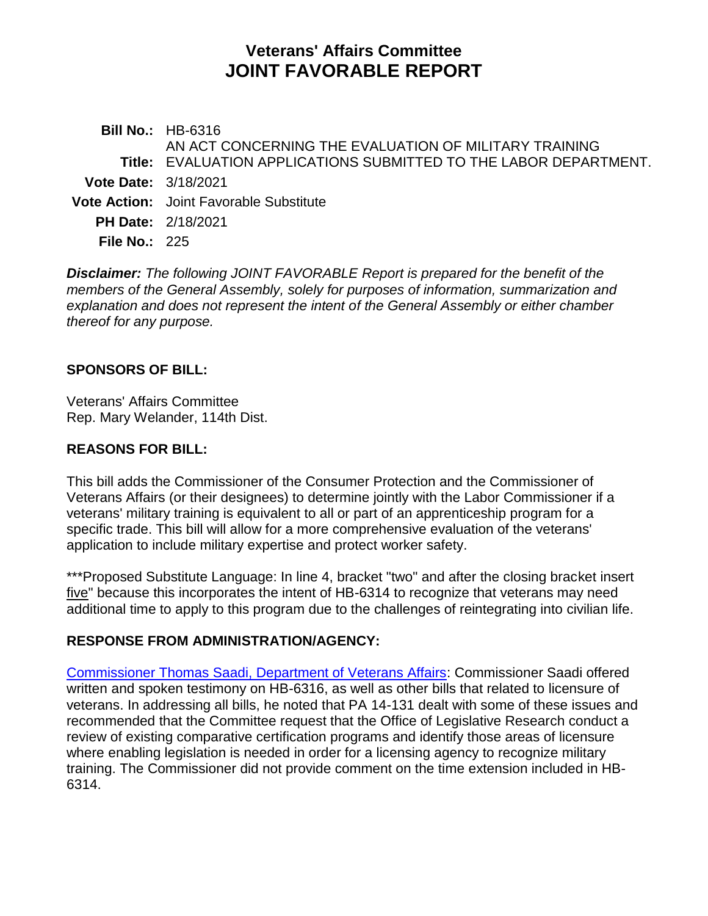# Veterans' Affairs Committee
# JOINT FAVORABLE REPORT

**Bill No.:** HB-6316

**Title:** AN ACT CONCERNING THE EVALUATION OF MILITARY TRAINING EVALUATION APPLICATIONS SUBMITTED TO THE LABOR DEPARTMENT.

**Vote Date:** 3/18/2021

**Vote Action:** Joint Favorable Substitute

**PH Date:** 2/18/2021

**File No.:** 225

***Disclaimer:*** *The following JOINT FAVORABLE Report is prepared for the benefit of the members of the General Assembly, solely for purposes of information, summarization and explanation and does not represent the intent of the General Assembly or either chamber thereof for any purpose.*

## SPONSORS OF BILL:

Veterans' Affairs Committee
Rep. Mary Welander, 114th Dist.

## REASONS FOR BILL:

This bill adds the Commissioner of the Consumer Protection and the Commissioner of Veterans Affairs (or their designees) to determine jointly with the Labor Commissioner if a veterans' military training is equivalent to all or part of an apprenticeship program for a specific trade. This bill will allow for a more comprehensive evaluation of the veterans' application to include military expertise and protect worker safety.

***Proposed Substitute Language: In line 4, bracket "two" and after the closing bracket insert five" because this incorporates the intent of HB-6314 to recognize that veterans may need additional time to apply to this program due to the challenges of reintegrating into civilian life.

## RESPONSE FROM ADMINISTRATION/AGENCY:

Commissioner Thomas Saadi, Department of Veterans Affairs: Commissioner Saadi offered written and spoken testimony on HB-6316, as well as other bills that related to licensure of veterans. In addressing all bills, he noted that PA 14-131 dealt with some of these issues and recommended that the Committee request that the Office of Legislative Research conduct a review of existing comparative certification programs and identify those areas of licensure where enabling legislation is needed in order for a licensing agency to recognize military training. The Commissioner did not provide comment on the time extension included in HB-6314.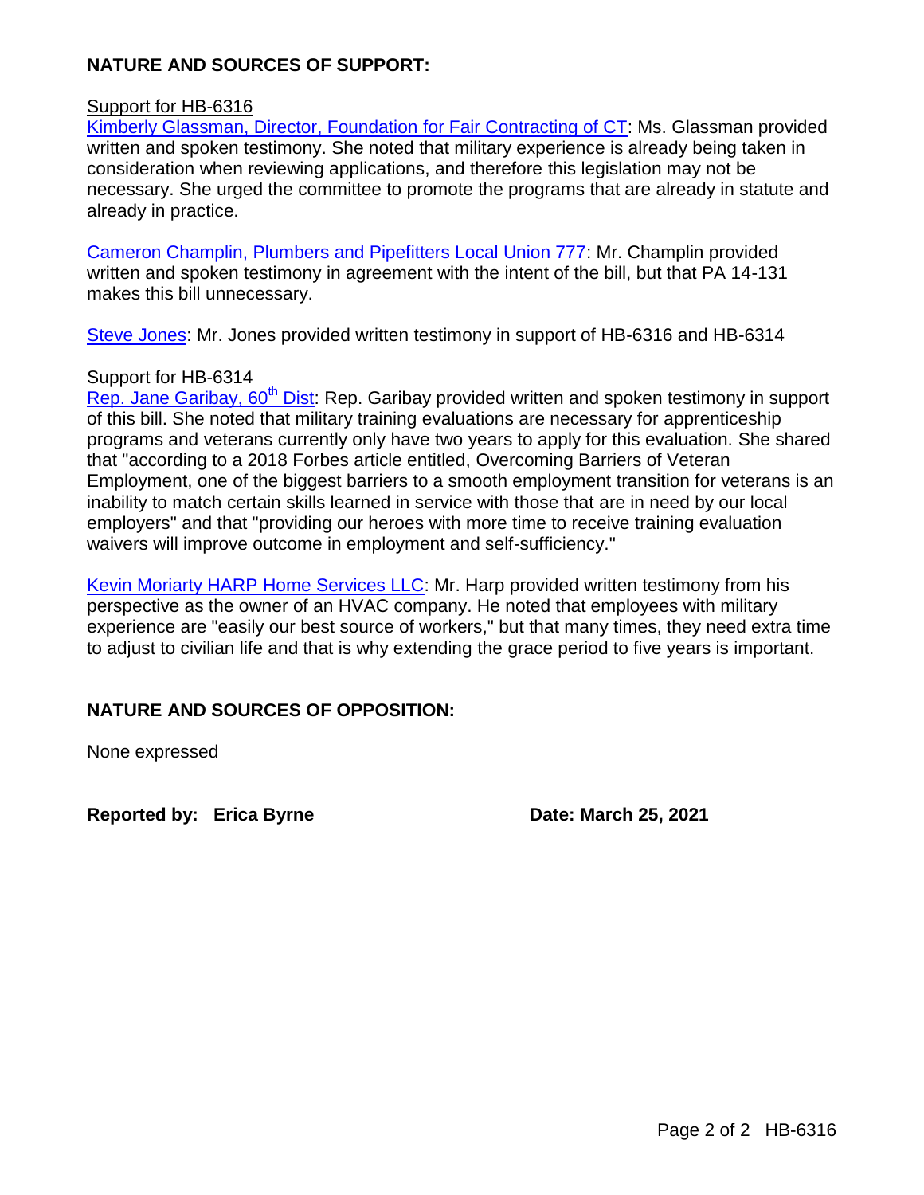## NATURE AND SOURCES OF SUPPORT:

Support for HB-6316

Kimberly Glassman, Director, Foundation for Fair Contracting of CT: Ms. Glassman provided written and spoken testimony. She noted that military experience is already being taken in consideration when reviewing applications, and therefore this legislation may not be necessary. She urged the committee to promote the programs that are already in statute and already in practice.

Cameron Champlin, Plumbers and Pipefitters Local Union 777: Mr. Champlin provided written and spoken testimony in agreement with the intent of the bill, but that PA 14-131 makes this bill unnecessary.

Steve Jones: Mr. Jones provided written testimony in support of HB-6316 and HB-6314

Support for HB-6314

Rep. Jane Garibay, 60th Dist: Rep. Garibay provided written and spoken testimony in support of this bill. She noted that military training evaluations are necessary for apprenticeship programs and veterans currently only have two years to apply for this evaluation. She shared that "according to a 2018 Forbes article entitled, Overcoming Barriers of Veteran Employment, one of the biggest barriers to a smooth employment transition for veterans is an inability to match certain skills learned in service with those that are in need by our local employers" and that "providing our heroes with more time to receive training evaluation waivers will improve outcome in employment and self-sufficiency."

Kevin Moriarty HARP Home Services LLC: Mr. Harp provided written testimony from his perspective as the owner of an HVAC company. He noted that employees with military experience are "easily our best source of workers," but that many times, they need extra time to adjust to civilian life and that is why extending the grace period to five years is important.

## NATURE AND SOURCES OF OPPOSITION:

None expressed

**Reported by: Erica Byrne** **Date: March 25, 2021**